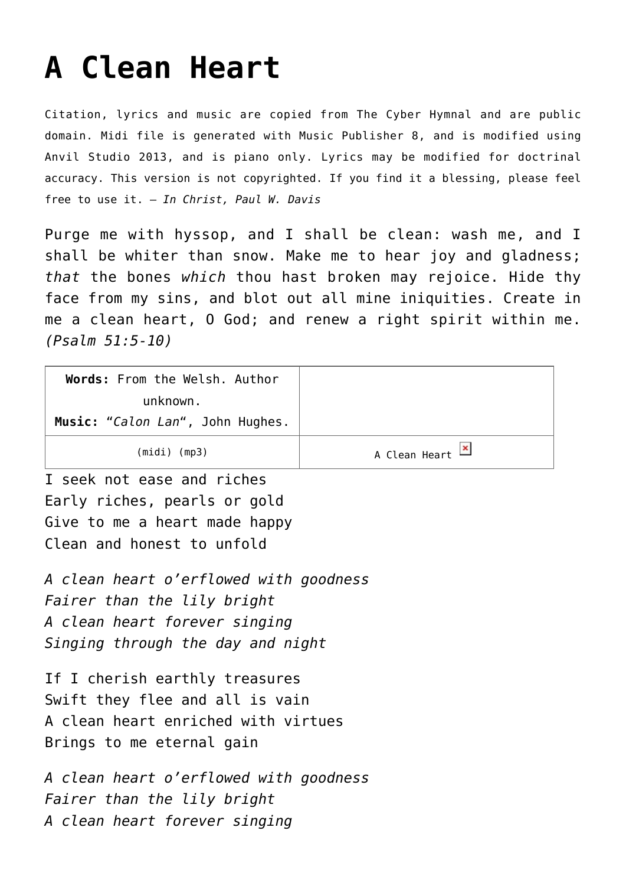# A Clean Heart

Citation, lyrics and music are copied from The Cyber Hymnal and are public domain. Midi file is generated with Music Publisher 8, and is modified using Anvil Studio 2013, and is piano only. Lyrics may be modified for doctrinal accuracy. This version is not copyrighted. If you find it a blessing, please feel free to use it. – *In Christ, Paul W. Davis*

Purge me with hyssop, and I shall be clean: wash me, and I shall be whiter than snow. Make me to hear joy and gladness; *that* the bones *which* thou hast broken may rejoice. Hide thy face from my sins, and blot out all mine iniquities. Create in me a clean heart, O God; and renew a right spirit within me. *(Psalm 51:5-10)*

| | |
|---|---|
| **Words:** From the Welsh. Author unknown.<br>**Music:** "*Calon Lan*", John Hughes. | |
| (midi) (mp3) | A Clean Heart |

I seek not ease and riches
Early riches, pearls or gold
Give to me a heart made happy
Clean and honest to unfold

*A clean heart o'erflowed with goodness*
*Fairer than the lily bright*
*A clean heart forever singing*
*Singing through the day and night*

If I cherish earthly treasures
Swift they flee and all is vain
A clean heart enriched with virtues
Brings to me eternal gain

*A clean heart o'erflowed with goodness*
*Fairer than the lily bright*
*A clean heart forever singing*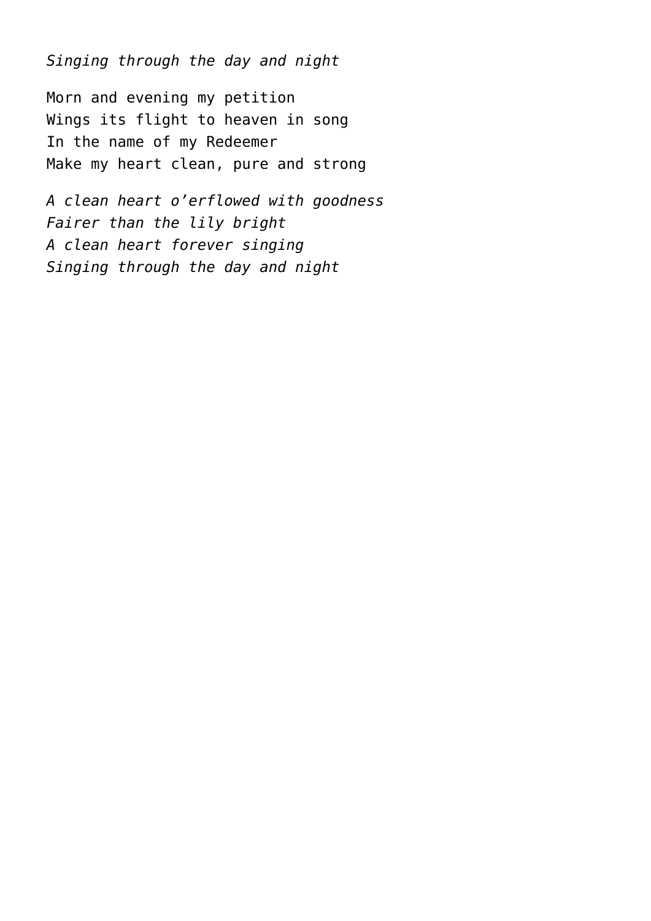*Singing through the day and night*

Morn and evening my petition  
Wings its flight to heaven in song  
In the name of my Redeemer  
Make my heart clean, pure and strong

*A clean heart o'erflowed with goodness*  
*Fairer than the lily bright*  
*A clean heart forever singing*  
*Singing through the day and night*